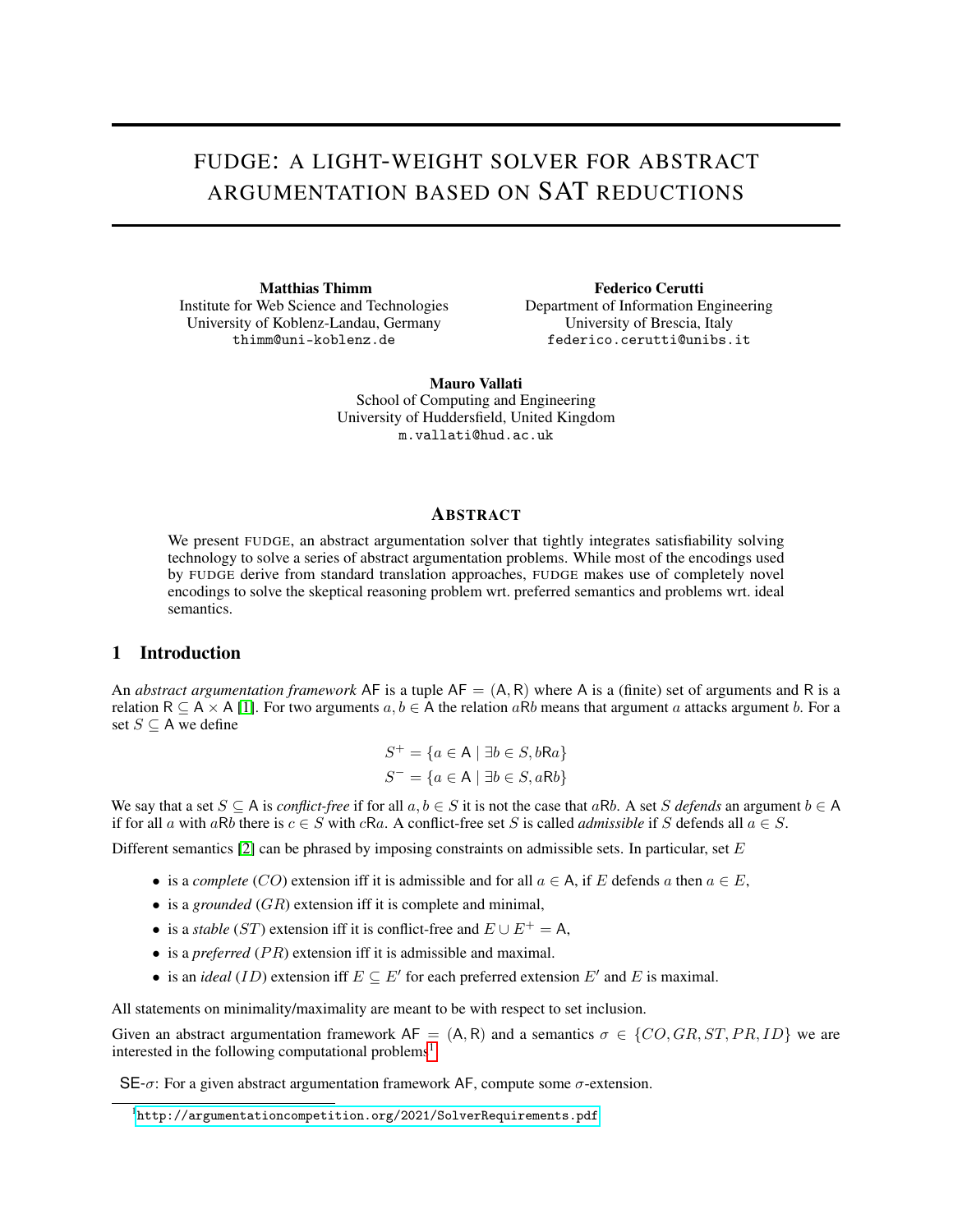# FUDGE: A LIGHT-WEIGHT SOLVER FOR ABSTRACT ARGUMENTATION BASED ON SAT REDUCTIONS

**Matthias Thimm**
Institute for Web Science and Technologies
University of Koblenz-Landau, Germany
thimm@uni-koblenz.de

**Federico Cerutti**
Department of Information Engineering
University of Brescia, Italy
federico.cerutti@unibs.it

**Mauro Vallati**
School of Computing and Engineering
University of Huddersfield, United Kingdom
m.vallati@hud.ac.uk

## ABSTRACT

We present FUDGE, an abstract argumentation solver that tightly integrates satisfiability solving technology to solve a series of abstract argumentation problems. While most of the encodings used by FUDGE derive from standard translation approaches, FUDGE makes use of completely novel encodings to solve the skeptical reasoning problem wrt. preferred semantics and problems wrt. ideal semantics.

## 1 Introduction

An *abstract argumentation framework* $\mathsf{AF}$ is a tuple $\mathsf{AF} = (\mathsf{A}, \mathsf{R})$ where $\mathsf{A}$ is a (finite) set of arguments and $\mathsf{R}$ is a relation $\mathsf{R} \subseteq \mathsf{A} \times \mathsf{A}$ [1]. For two arguments $a, b \in \mathsf{A}$ the relation $a\mathsf{R}b$ means that argument $a$ attacks argument $b$. For a set $S \subseteq \mathsf{A}$ we define

$$S^{+} = \{a \in \mathsf{A} \mid \exists b \in S, b\mathsf{R}a\}$$

$$S^{-} = \{a \in \mathsf{A} \mid \exists b \in S, a\mathsf{R}b\}$$

We say that a set $S \subseteq \mathsf{A}$ is *conflict-free* if for all $a, b \in S$ it is not the case that $a\mathsf{R}b$. A set $S$ *defends* an argument $b \in \mathsf{A}$ if for all $a$ with $a\mathsf{R}b$ there is $c \in S$ with $c\mathsf{R}a$. A conflict-free set $S$ is called *admissible* if $S$ defends all $a \in S$.

Different semantics [2] can be phrased by imposing constraints on admissible sets. In particular, set $E$

- is a *complete* ($CO$) extension iff it is admissible and for all $a \in \mathsf{A}$, if $E$ defends $a$ then $a \in E$,
- is a *grounded* ($GR$) extension iff it is complete and minimal,
- is a *stable* ($ST$) extension iff it is conflict-free and $E \cup E^{+} = \mathsf{A}$,
- is a *preferred* ($PR$) extension iff it is admissible and maximal.
- is an *ideal* ($ID$) extension iff $E \subseteq E'$ for each preferred extension $E'$ and $E$ is maximal.

All statements on minimality/maximality are meant to be with respect to set inclusion.

Given an abstract argumentation framework $\mathsf{AF} = (\mathsf{A}, \mathsf{R})$ and a semantics $\sigma \in \{CO, GR, ST, PR, ID\}$ we are interested in the following computational problems[1]:

SE-$\sigma$: For a given abstract argumentation framework $\mathsf{AF}$, compute some $\sigma$-extension.

[1] http://argumentationcompetition.org/2021/SolverRequirements.pdf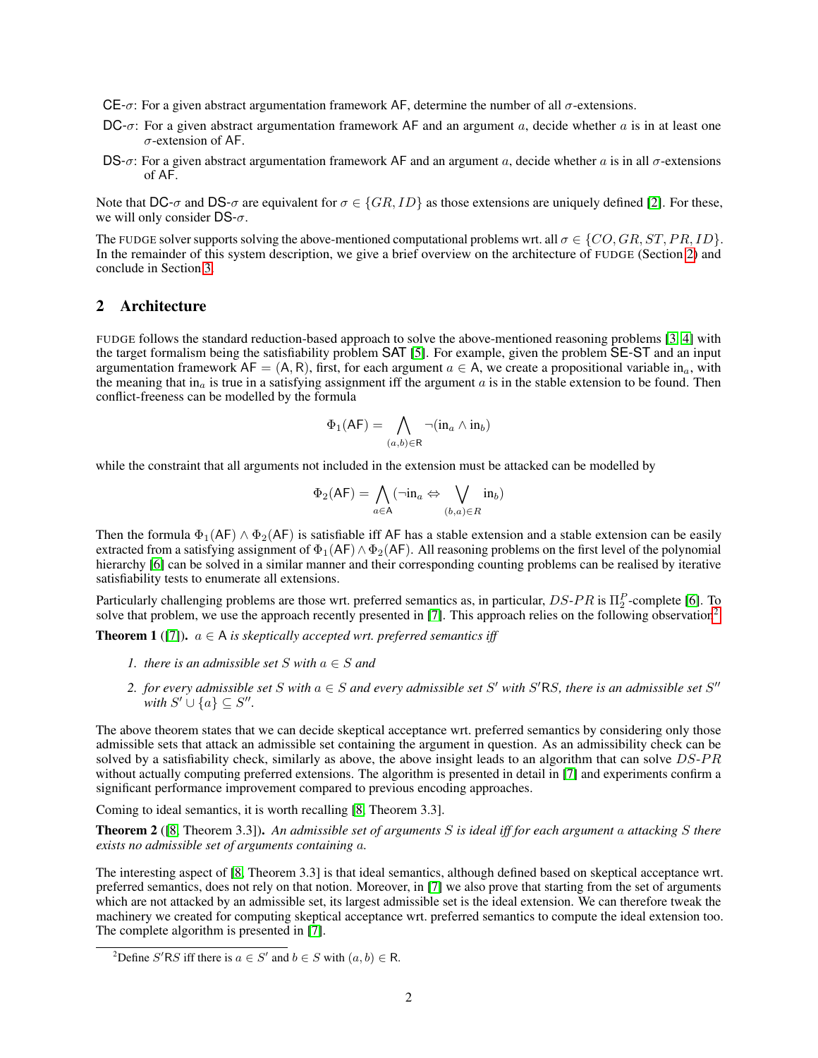CE-$\sigma$: For a given abstract argumentation framework AF, determine the number of all $\sigma$-extensions.

DC-$\sigma$: For a given abstract argumentation framework AF and an argument $a$, decide whether $a$ is in at least one $\sigma$-extension of AF.

DS-$\sigma$: For a given abstract argumentation framework AF and an argument $a$, decide whether $a$ is in all $\sigma$-extensions of AF.

Note that DC-$\sigma$ and DS-$\sigma$ are equivalent for $\sigma \in \{GR, ID\}$ as those extensions are uniquely defined [2]. For these, we will only consider DS-$\sigma$.

The FUDGE solver supports solving the above-mentioned computational problems wrt. all $\sigma \in \{CO, GR, ST, PR, ID\}$. In the remainder of this system description, we give a brief overview on the architecture of FUDGE (Section 2) and conclude in Section 3.

## 2 Architecture

FUDGE follows the standard reduction-based approach to solve the above-mentioned reasoning problems [3, 4] with the target formalism being the satisfiability problem SAT [5]. For example, given the problem SE-ST and an input argumentation framework $\mathsf{AF} = (\mathsf{A}, \mathsf{R})$, first, for each argument $a \in \mathsf{A}$, we create a propositional variable $\text{in}_a$, with the meaning that $\text{in}_a$ is true in a satisfying assignment iff the argument $a$ is in the stable extension to be found. Then conflict-freeness can be modelled by the formula

$$\Phi_1(\mathsf{AF}) = \bigwedge_{(a,b)\in\mathsf{R}} \neg(\text{in}_a \wedge \text{in}_b)$$

while the constraint that all arguments not included in the extension must be attacked can be modelled by

$$\Phi_2(\mathsf{AF}) = \bigwedge_{a\in\mathsf{A}} (\neg\text{in}_a \Leftrightarrow \bigvee_{(b,a)\in R} \text{in}_b)$$

Then the formula $\Phi_1(\mathsf{AF}) \wedge \Phi_2(\mathsf{AF})$ is satisfiable iff AF has a stable extension and a stable extension can be easily extracted from a satisfying assignment of $\Phi_1(\mathsf{AF}) \wedge \Phi_2(\mathsf{AF})$. All reasoning problems on the first level of the polynomial hierarchy [6] can be solved in a similar manner and their corresponding counting problems can be realised by iterative satisfiability tests to enumerate all extensions.

Particularly challenging problems are those wrt. preferred semantics as, in particular, $DS\text{-}PR$ is $\Pi_2^P$-complete [6]. To solve that problem, we use the approach recently presented in [7]. This approach relies on the following observation[2].

**Theorem 1** ([7]). *$a \in \mathsf{A}$ is skeptically accepted wrt. preferred semantics iff*

1. *there is an admissible set $S$ with $a \in S$ and*
2. *for every admissible set $S$ with $a \in S$ and every admissible set $S'$ with $S'\mathsf{R}S$, there is an admissible set $S''$ with $S' \cup \{a\} \subseteq S''$.*

The above theorem states that we can decide skeptical acceptance wrt. preferred semantics by considering only those admissible sets that attack an admissible set containing the argument in question. As an admissibility check can be solved by a satisfiability check, similarly as above, the above insight leads to an algorithm that can solve $DS\text{-}PR$ without actually computing preferred extensions. The algorithm is presented in detail in [7] and experiments confirm a significant performance improvement compared to previous encoding approaches.

Coming to ideal semantics, it is worth recalling [8, Theorem 3.3].

**Theorem 2** ([8, Theorem 3.3]). *An admissible set of arguments $S$ is ideal iff for each argument $a$ attacking $S$ there exists no admissible set of arguments containing $a$.*

The interesting aspect of [8, Theorem 3.3] is that ideal semantics, although defined based on skeptical acceptance wrt. preferred semantics, does not rely on that notion. Moreover, in [7] we also prove that starting from the set of arguments which are not attacked by an admissible set, its largest admissible set is the ideal extension. We can therefore tweak the machinery we created for computing skeptical acceptance wrt. preferred semantics to compute the ideal extension too. The complete algorithm is presented in [7].

[2] Define $S'\mathsf{R}S$ iff there is $a \in S'$ and $b \in S$ with $(a, b) \in \mathsf{R}$.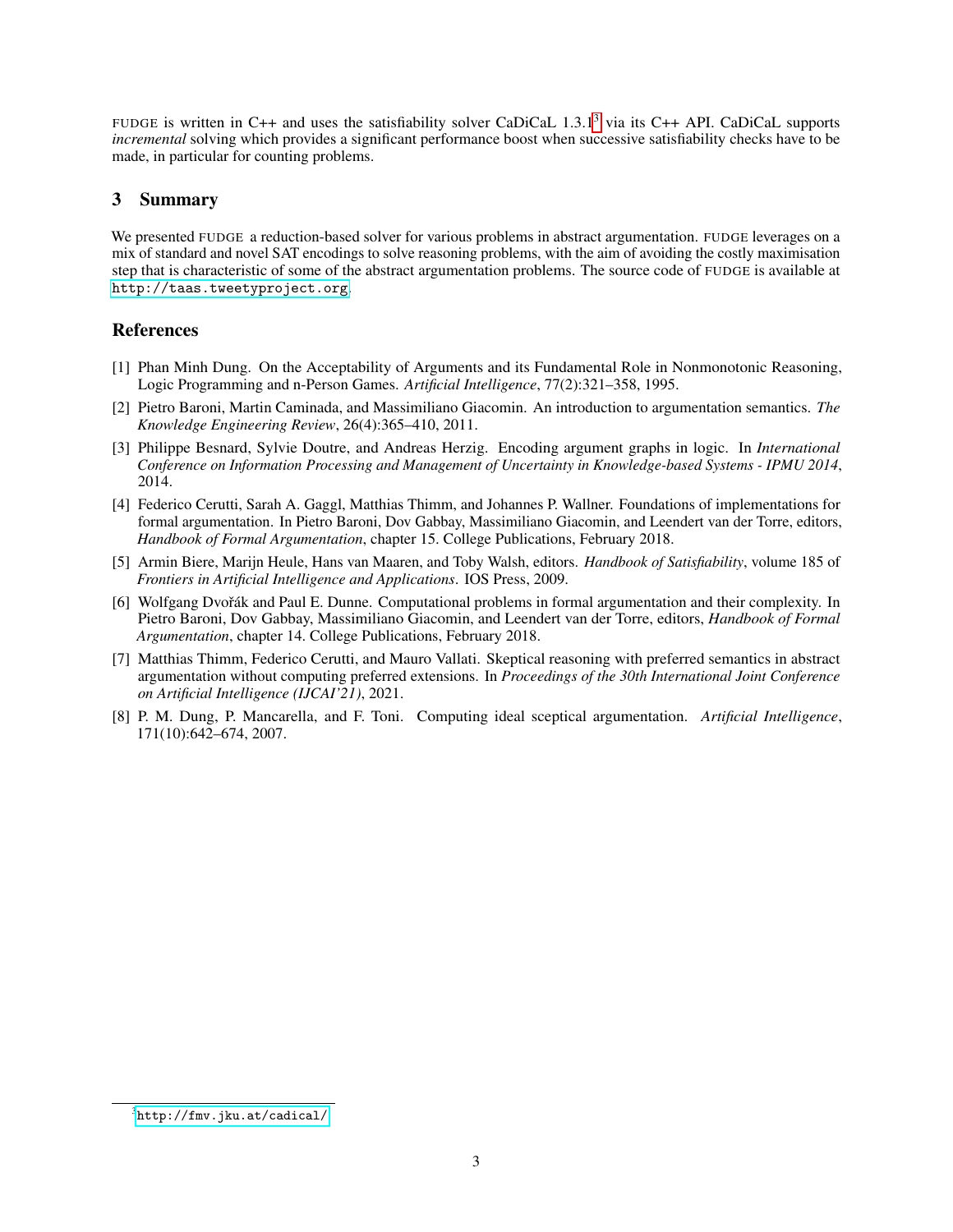FUDGE is written in C++ and uses the satisfiability solver CaDiCaL 1.3.1[3] via its C++ API. CaDiCaL supports *incremental* solving which provides a significant performance boost when successive satisfiability checks have to be made, in particular for counting problems.

## 3 Summary

We presented FUDGE a reduction-based solver for various problems in abstract argumentation. FUDGE leverages on a mix of standard and novel SAT encodings to solve reasoning problems, with the aim of avoiding the costly maximisation step that is characteristic of some of the abstract argumentation problems. The source code of FUDGE is available at `http://taas.tweetyproject.org`.

## References

[1] Phan Minh Dung. On the Acceptability of Arguments and its Fundamental Role in Nonmonotonic Reasoning, Logic Programming and n-Person Games. *Artificial Intelligence*, 77(2):321–358, 1995.

[2] Pietro Baroni, Martin Caminada, and Massimiliano Giacomin. An introduction to argumentation semantics. *The Knowledge Engineering Review*, 26(4):365–410, 2011.

[3] Philippe Besnard, Sylvie Doutre, and Andreas Herzig. Encoding argument graphs in logic. In *International Conference on Information Processing and Management of Uncertainty in Knowledge-based Systems - IPMU 2014*, 2014.

[4] Federico Cerutti, Sarah A. Gaggl, Matthias Thimm, and Johannes P. Wallner. Foundations of implementations for formal argumentation. In Pietro Baroni, Dov Gabbay, Massimiliano Giacomin, and Leendert van der Torre, editors, *Handbook of Formal Argumentation*, chapter 15. College Publications, February 2018.

[5] Armin Biere, Marijn Heule, Hans van Maaren, and Toby Walsh, editors. *Handbook of Satisfiability*, volume 185 of *Frontiers in Artificial Intelligence and Applications*. IOS Press, 2009.

[6] Wolfgang Dvořák and Paul E. Dunne. Computational problems in formal argumentation and their complexity. In Pietro Baroni, Dov Gabbay, Massimiliano Giacomin, and Leendert van der Torre, editors, *Handbook of Formal Argumentation*, chapter 14. College Publications, February 2018.

[7] Matthias Thimm, Federico Cerutti, and Mauro Vallati. Skeptical reasoning with preferred semantics in abstract argumentation without computing preferred extensions. In *Proceedings of the 30th International Joint Conference on Artificial Intelligence (IJCAI'21)*, 2021.

[8] P. M. Dung, P. Mancarella, and F. Toni. Computing ideal sceptical argumentation. *Artificial Intelligence*, 171(10):642–674, 2007.

[3] `http://fmv.jku.at/cadical/`